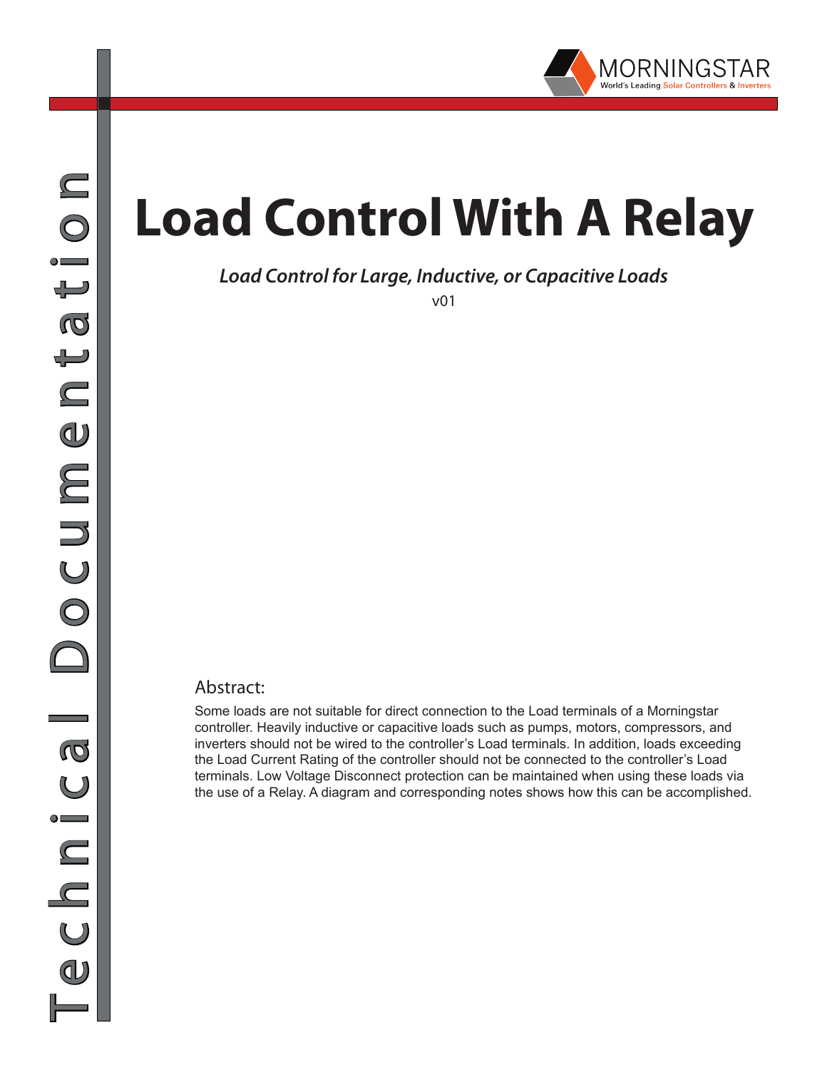# Load Control With A Relay

***Load Control for Large, Inductive, or Capacitive Loads***

v01

## Abstract:

Some loads are not suitable for direct connection to the Load terminals of a Morningstar controller. Heavily inductive or capacitive loads such as pumps, motors, compressors, and inverters should not be wired to the controller's Load terminals. In addition, loads exceeding the Load Current Rating of the controller should not be connected to the controller's Load terminals. Low Voltage Disconnect protection can be maintained when using these loads via the use of a Relay. A diagram and corresponding notes shows how this can be accomplished.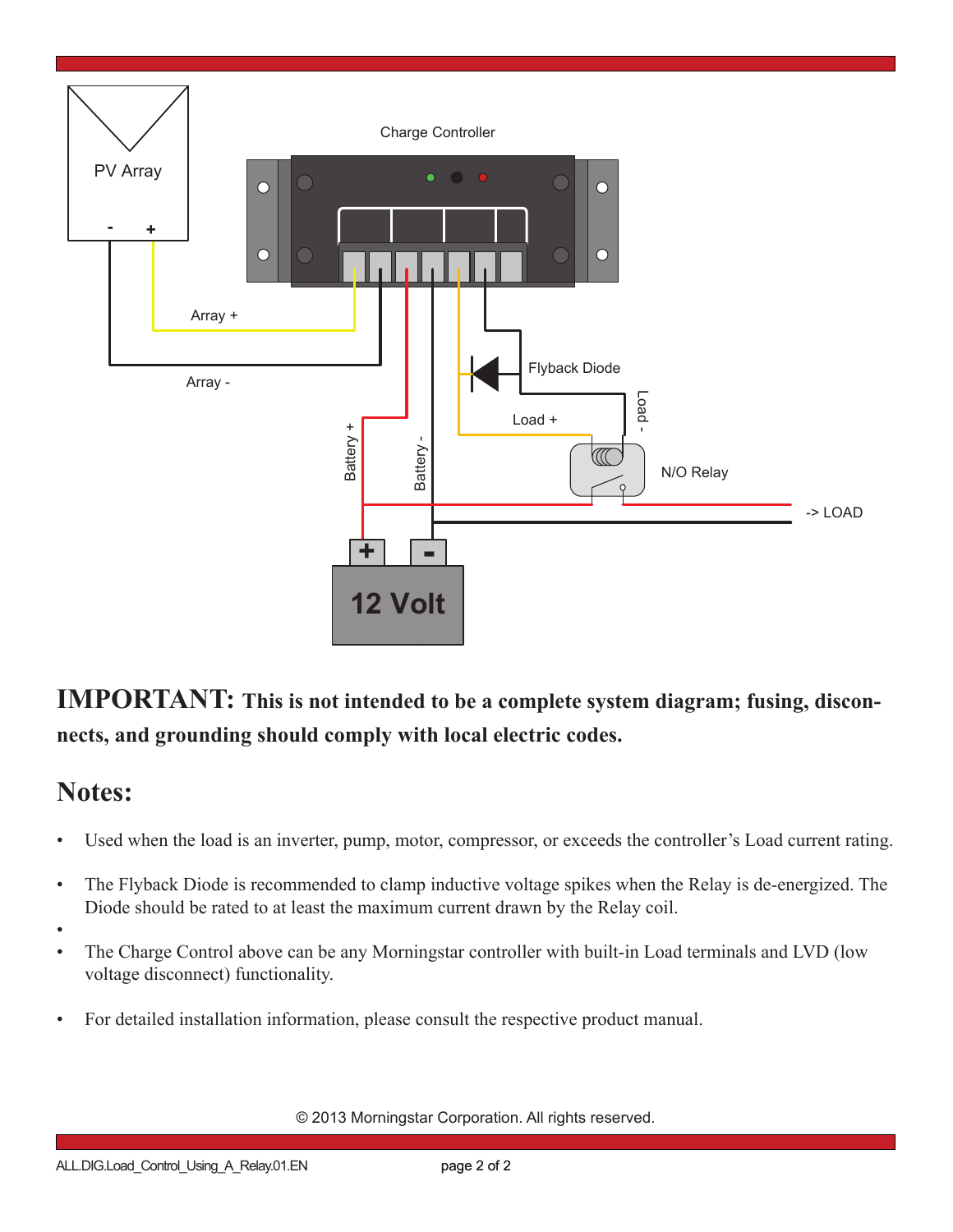Charge Controller

PV Array

- +

Array +

Array -

Flyback Diode

Load -

Load +

Battery +

Battery -

N/O Relay

-> LOAD

+ -

12 Volt

**IMPORTANT: This is not intended to be a complete system diagram; fusing, disconnects, and grounding should comply with local electric codes.**

## Notes:

- Used when the load is an inverter, pump, motor, compressor, or exceeds the controller's Load current rating.
- The Flyback Diode is recommended to clamp inductive voltage spikes when the Relay is de-energized. The Diode should be rated to at least the maximum current drawn by the Relay coil.
- The Charge Control above can be any Morningstar controller with built-in Load terminals and LVD (low voltage disconnect) functionality.
- For detailed installation information, please consult the respective product manual.

© 2013 Morningstar Corporation. All rights reserved.

ALL.DIG.Load_Control_Using_A_Relay.01.EN